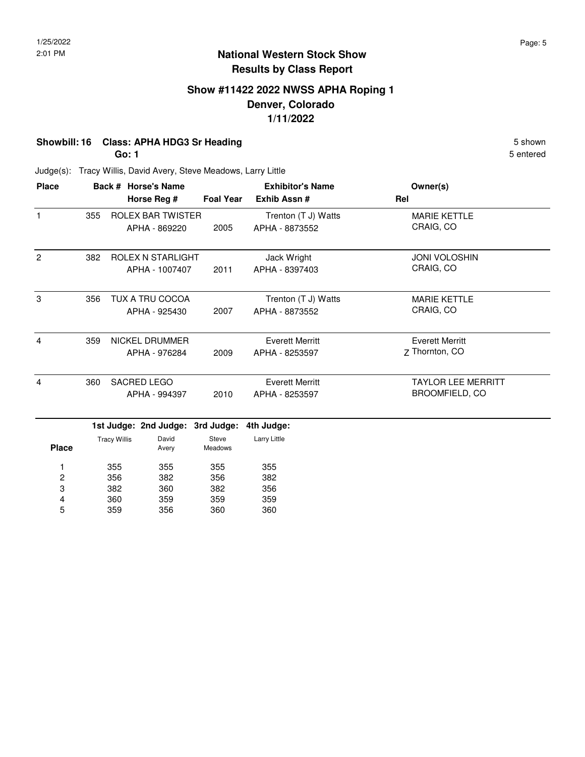# National Western Stock Show
## Results by Class Report

### Show #11422 2022 NWSS APHA Roping 1
### Denver, Colorado
### 1/11/2022

**Showbill: 16 Class: APHA HDG3 Sr Heading** 5 shown

**Go: 1** 5 entered

Judge(s): Tracy Willis, David Avery, Steve Meadows, Larry Little

| Place | Back # | Horse's Name / Horse Reg # | Foal Year | Exhibitor's Name / Exhib Assn # | Rel | Owner(s) |
|---|---|---|---|---|---|---|
| 1 | 355 | ROLEX BAR TWISTER<br>APHA - 869220 | 2005 | Trenton (T J) Watts<br>APHA - 8873552 | | MARIE KETTLE<br>CRAIG, CO |
| 2 | 382 | ROLEX N STARLIGHT<br>APHA - 1007407 | 2011 | Jack Wright<br>APHA - 8397403 | | JONI VOLOSHIN<br>CRAIG, CO |
| 3 | 356 | TUX A TRU COCOA<br>APHA - 925430 | 2007 | Trenton (T J) Watts<br>APHA - 8873552 | | MARIE KETTLE<br>CRAIG, CO |
| 4 | 359 | NICKEL DRUMMER<br>APHA - 976284 | 2009 | Everett Merritt<br>APHA - 8253597 | Z | Everett Merritt<br>Thornton, CO |
| 4 | 360 | SACRED LEGO<br>APHA - 994397 | 2010 | Everett Merritt<br>APHA - 8253597 | | TAYLOR LEE MERRITT<br>BROOMFIELD, CO |

| Place | 1st Judge: Tracy Willis | 2nd Judge: David Avery | 3rd Judge: Steve Meadows | 4th Judge: Larry Little |
|---|---|---|---|---|
| 1 | 355 | 355 | 355 | 355 |
| 2 | 356 | 382 | 356 | 382 |
| 3 | 382 | 360 | 382 | 356 |
| 4 | 360 | 359 | 359 | 359 |
| 5 | 359 | 356 | 360 | 360 |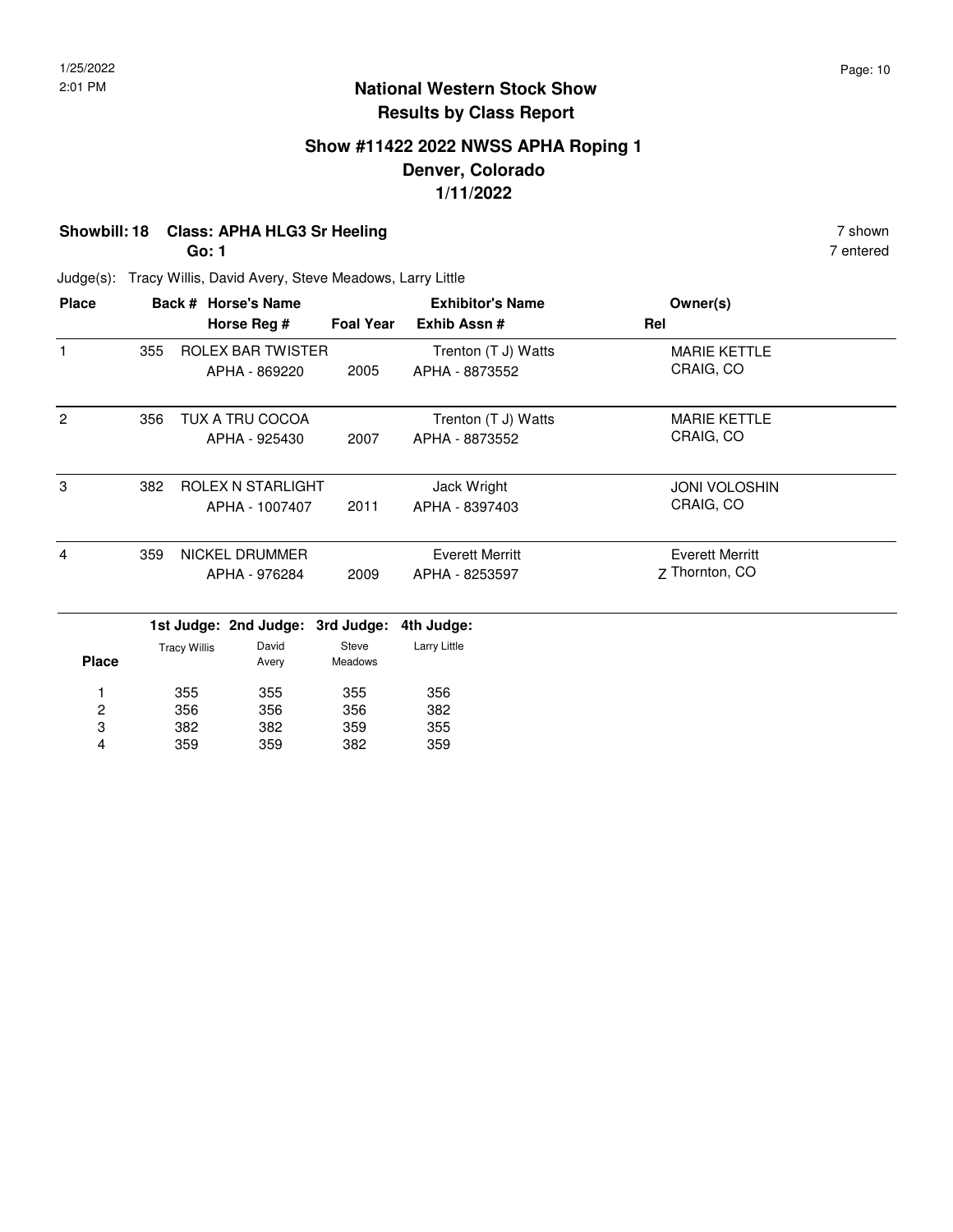# National Western Stock Show
## Results by Class Report

### Show #11422 2022 NWSS APHA Roping 1
### Denver, Colorado
### 1/11/2022

**Showbill: 18 Class: APHA HLG3 Sr Heeling** 7 shown

**Go: 1** 7 entered

Judge(s): Tracy Willis, David Avery, Steve Meadows, Larry Little

| Place | Back # | Horse's Name / Horse Reg # | Foal Year | Exhibitor's Name / Exhib Assn # | Rel | Owner(s) |
|---|---|---|---|---|---|---|
| 1 | 355 | ROLEX BAR TWISTER<br>APHA - 869220 | 2005 | Trenton (T J) Watts<br>APHA - 8873552 | | MARIE KETTLE<br>CRAIG, CO |
| 2 | 356 | TUX A TRU COCOA<br>APHA - 925430 | 2007 | Trenton (T J) Watts<br>APHA - 8873552 | | MARIE KETTLE<br>CRAIG, CO |
| 3 | 382 | ROLEX N STARLIGHT<br>APHA - 1007407 | 2011 | Jack Wright<br>APHA - 8397403 | | JONI VOLOSHIN<br>CRAIG, CO |
| 4 | 359 | NICKEL DRUMMER<br>APHA - 976284 | 2009 | Everett Merritt<br>APHA - 8253597 | Z | Everett Merritt<br>Thornton, CO |

| Place | 1st Judge: Tracy Willis | 2nd Judge: David Avery | 3rd Judge: Steve Meadows | 4th Judge: Larry Little |
|---|---|---|---|---|
| 1 | 355 | 355 | 355 | 356 |
| 2 | 356 | 356 | 356 | 382 |
| 3 | 382 | 382 | 359 | 355 |
| 4 | 359 | 359 | 382 | 359 |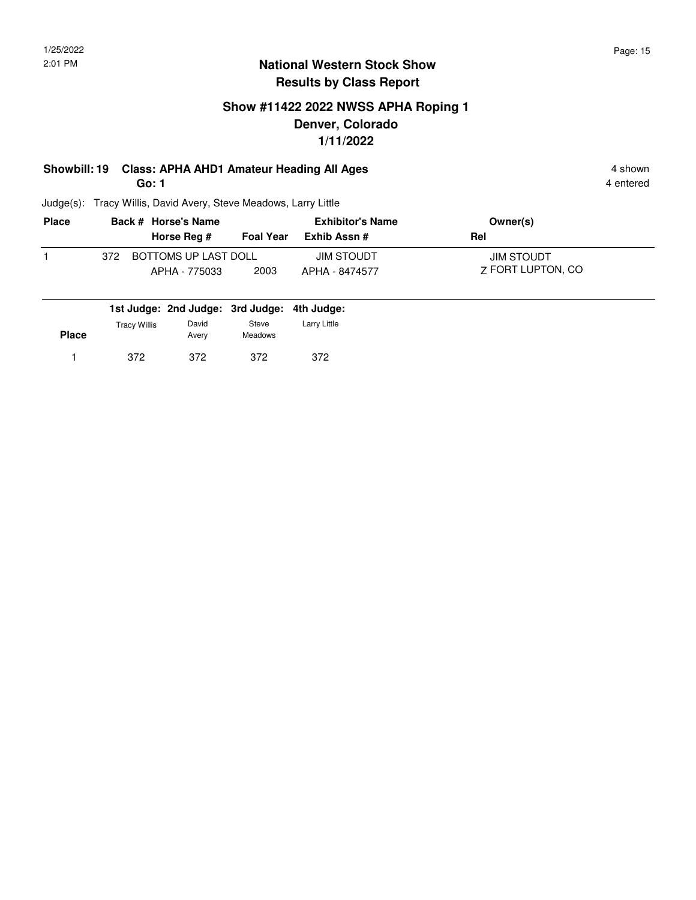## National Western Stock Show
## Results by Class Report

### Show #11422 2022 NWSS APHA Roping 1
### Denver, Colorado
### 1/11/2022

**Showbill: 19 Class: APHA AHD1 Amateur Heading All Ages** 4 shown

**Go: 1** 4 entered

Judge(s): Tracy Willis, David Avery, Steve Meadows, Larry Little

| Place | Back # | Horse's Name / Horse Reg # | Foal Year | Exhibitor's Name / Exhib Assn # | Owner(s) / Rel |
|---|---|---|---|---|---|
| 1 | 372 | BOTTOMS UP LAST DOLL<br>APHA - 775033 | 2003 | JIM STOUDT<br>APHA - 8474577 | JIM STOUDT<br>Z FORT LUPTON, CO |

| Place | 1st Judge: Tracy Willis | 2nd Judge: David Avery | 3rd Judge: Steve Meadows | 4th Judge: Larry Little |
|---|---|---|---|---|
| 1 | 372 | 372 | 372 | 372 |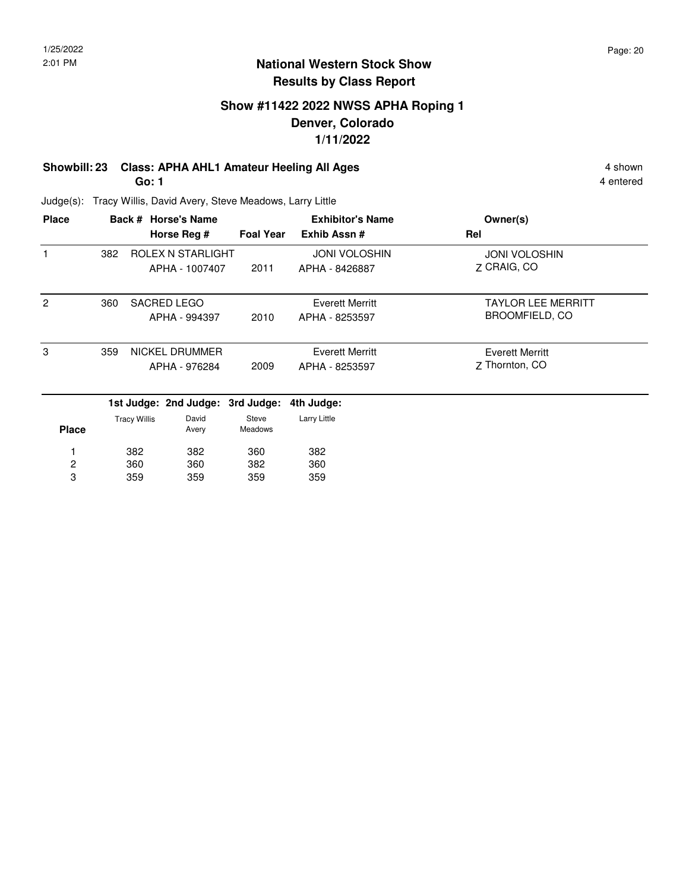# National Western Stock Show
## Results by Class Report

### Show #11422 2022 NWSS APHA Roping 1
### Denver, Colorado
### 1/11/2022

**Showbill: 23 Class: APHA AHL1 Amateur Heeling All Ages** — 4 shown

**Go: 1** — 4 entered

Judge(s): Tracy Willis, David Avery, Steve Meadows, Larry Little

| Place | Back # | Horse's Name / Horse Reg # | Foal Year | Exhibitor's Name / Exhib Assn # | Rel | Owner(s) |
|---|---|---|---|---|---|---|
| 1 | 382 | ROLEX N STARLIGHT / APHA - 1007407 | 2011 | JONI VOLOSHIN / APHA - 8426887 | Z | JONI VOLOSHIN / CRAIG, CO |
| 2 | 360 | SACRED LEGO / APHA - 994397 | 2010 | Everett Merritt / APHA - 8253597 | | TAYLOR LEE MERRITT / BROOMFIELD, CO |
| 3 | 359 | NICKEL DRUMMER / APHA - 976284 | 2009 | Everett Merritt / APHA - 8253597 | Z | Everett Merritt / Thornton, CO |

| Place | 1st Judge: Tracy Willis | 2nd Judge: David Avery | 3rd Judge: Steve Meadows | 4th Judge: Larry Little |
|---|---|---|---|---|
| 1 | 382 | 382 | 360 | 382 |
| 2 | 360 | 360 | 382 | 360 |
| 3 | 359 | 359 | 359 | 359 |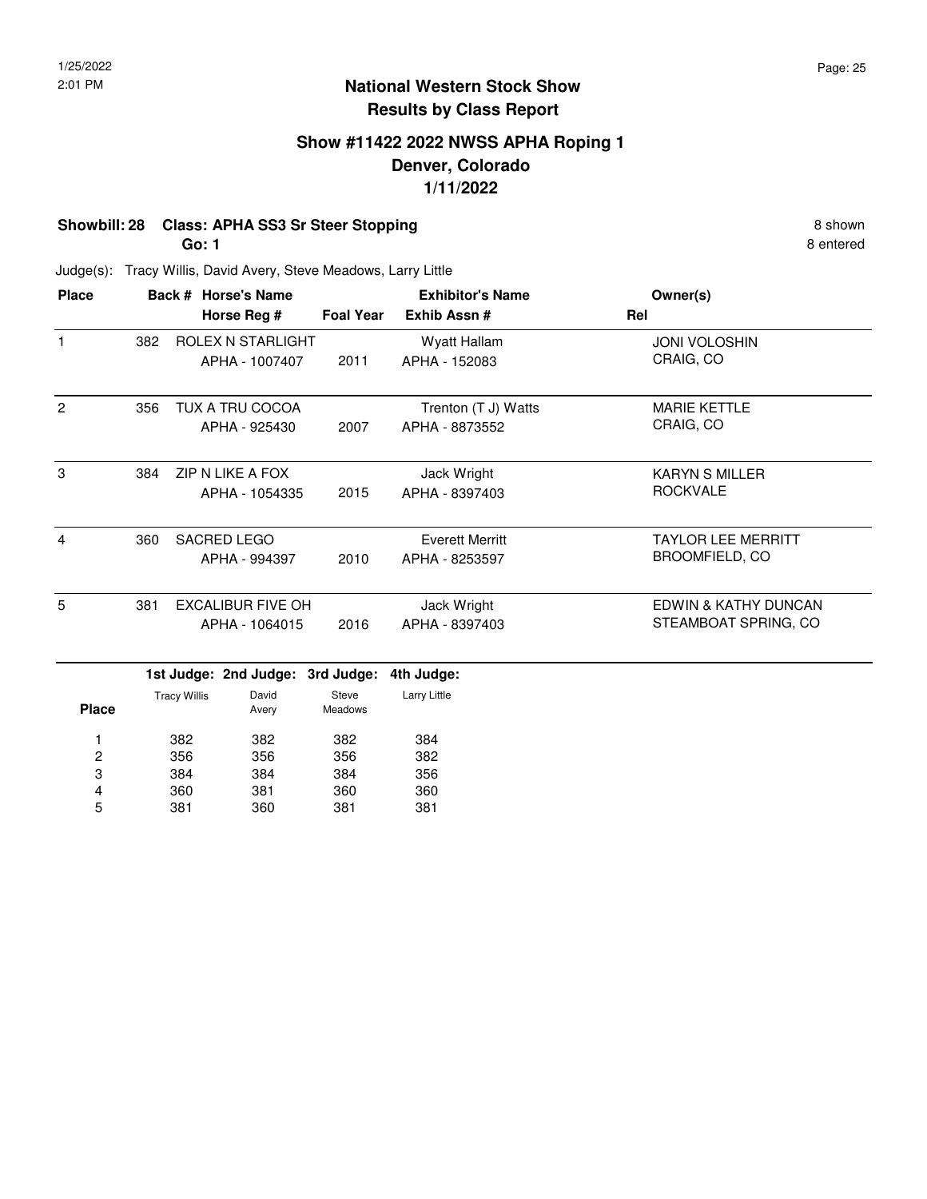# National Western Stock Show
## Results by Class Report

### Show #11422 2022 NWSS APHA Roping 1
### Denver, Colorado
### 1/11/2022

**Showbill: 28 Class: APHA SS3 Sr Steer Stopping** — 8 shown

**Go: 1** — 8 entered

Judge(s): Tracy Willis, David Avery, Steve Meadows, Larry Little

| Place | Back # | Horse's Name / Horse Reg # | Foal Year | Exhibitor's Name / Exhib Assn # | Owner(s) / Rel |
|---|---|---|---|---|---|
| 1 | 382 | ROLEX N STARLIGHT<br>APHA - 1007407 | 2011 | Wyatt Hallam<br>APHA - 152083 | JONI VOLOSHIN<br>CRAIG, CO |
| 2 | 356 | TUX A TRU COCOA<br>APHA - 925430 | 2007 | Trenton (T J) Watts<br>APHA - 8873552 | MARIE KETTLE<br>CRAIG, CO |
| 3 | 384 | ZIP N LIKE A FOX<br>APHA - 1054335 | 2015 | Jack Wright<br>APHA - 8397403 | KARYN S MILLER<br>ROCKVALE |
| 4 | 360 | SACRED LEGO<br>APHA - 994397 | 2010 | Everett Merritt<br>APHA - 8253597 | TAYLOR LEE MERRITT<br>BROOMFIELD, CO |
| 5 | 381 | EXCALIBUR FIVE OH<br>APHA - 1064015 | 2016 | Jack Wright<br>APHA - 8397403 | EDWIN & KATHY DUNCAN<br>STEAMBOAT SPRING, CO |

| Place | 1st Judge: Tracy Willis | 2nd Judge: David Avery | 3rd Judge: Steve Meadows | 4th Judge: Larry Little |
|---|---|---|---|---|
| 1 | 382 | 382 | 382 | 384 |
| 2 | 356 | 356 | 356 | 382 |
| 3 | 384 | 384 | 384 | 356 |
| 4 | 360 | 381 | 360 | 360 |
| 5 | 381 | 360 | 381 | 381 |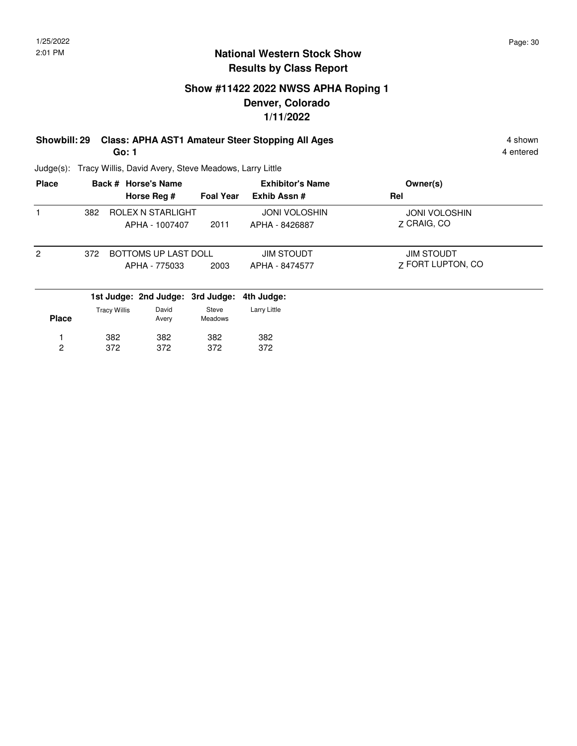## National Western Stock Show
## Results by Class Report

### Show #11422 2022 NWSS APHA Roping 1
### Denver, Colorado
### 1/11/2022

**Showbill: 29 Class: APHA AST1 Amateur Steer Stopping All Ages** 4 shown
**Go: 1** 4 entered

Judge(s): Tracy Willis, David Avery, Steve Meadows, Larry Little

| Place | Back # | Horse's Name / Horse Reg # | Foal Year | Exhibitor's Name / Exhib Assn # | Owner(s) / Rel |
|---|---|---|---|---|---|
| 1 | 382 | ROLEX N STARLIGHT<br>APHA - 1007407 | 2011 | JONI VOLOSHIN<br>APHA - 8426887 | JONI VOLOSHIN<br>Z CRAIG, CO |
| 2 | 372 | BOTTOMS UP LAST DOLL<br>APHA - 775033 | 2003 | JIM STOUDT<br>APHA - 8474577 | JIM STOUDT<br>Z FORT LUPTON, CO |

| Place | 1st Judge: Tracy Willis | 2nd Judge: David Avery | 3rd Judge: Steve Meadows | 4th Judge: Larry Little |
|---|---|---|---|---|
| 1 | 382 | 382 | 382 | 382 |
| 2 | 372 | 372 | 372 | 372 |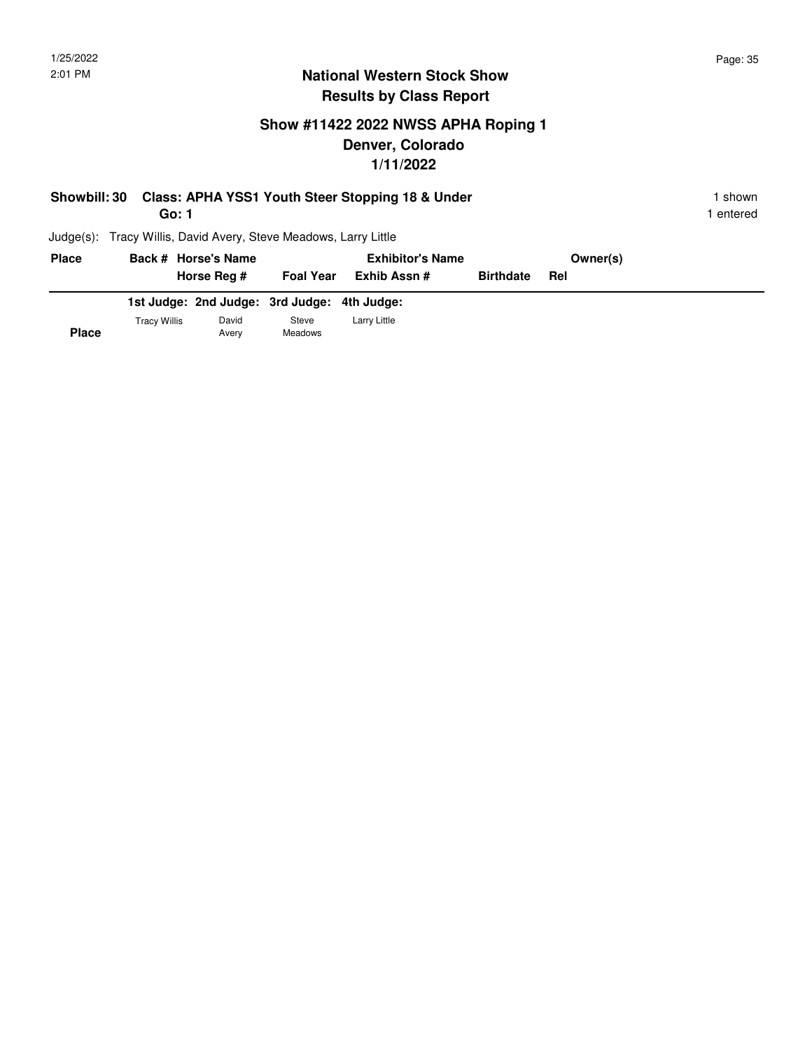# National Western Stock Show
## Results by Class Report

### Show #11422 2022 NWSS APHA Roping 1
### Denver, Colorado
### 1/11/2022

**Showbill: 30 Class: APHA YSS1 Youth Steer Stopping 18 & Under** 1 shown
**Go: 1** 1 entered

Judge(s): Tracy Willis, David Avery, Steve Meadows, Larry Little

| Place | Back # | Horse's Name | | Exhibitor's Name | | Owner(s) |
|---|---|---|---|---|---|---|
| | | Horse Reg # | Foal Year | Exhib Assn # | Birthdate | Rel |

| | 1st Judge: | 2nd Judge: | 3rd Judge: | 4th Judge: |
|---|---|---|---|---|
| **Place** | Tracy Willis | David Avery | Steve Meadows | Larry Little |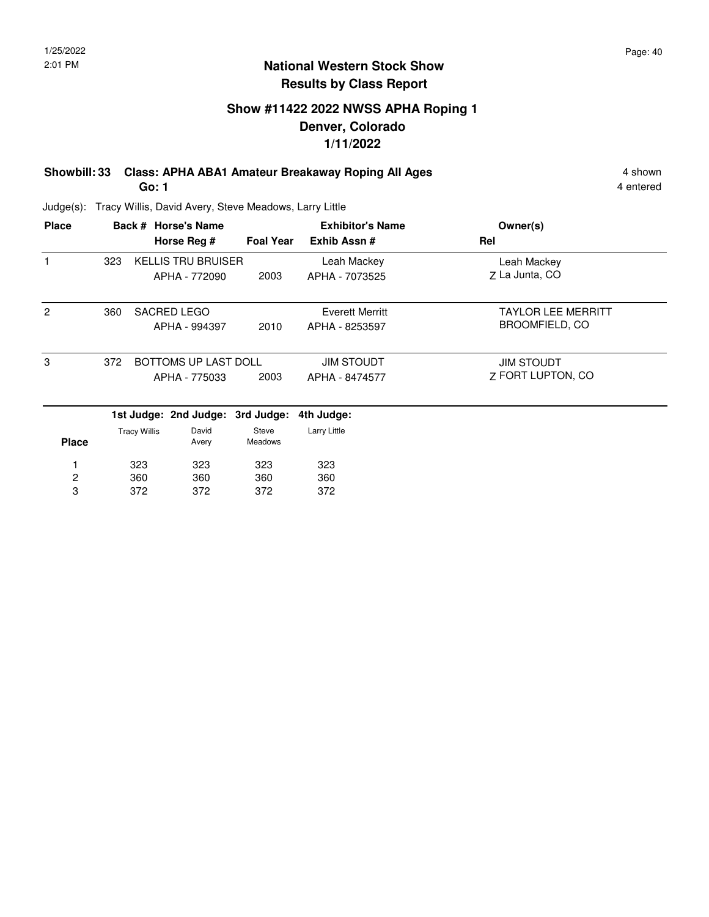# National Western Stock Show
## Results by Class Report

### Show #11422 2022 NWSS APHA Roping 1
### Denver, Colorado
### 1/11/2022

**Showbill: 33 Class: APHA ABA1 Amateur Breakaway Roping All Ages** — 4 shown

**Go: 1** — 4 entered

Judge(s): Tracy Willis, David Avery, Steve Meadows, Larry Little

| Place | Back # | Horse's Name / Horse Reg # | Foal Year | Exhibitor's Name / Exhib Assn # | Rel | Owner(s) |
|---|---|---|---|---|---|---|
| 1 | 323 | KELLIS TRU BRUISER<br>APHA - 772090 | 2003 | Leah Mackey<br>APHA - 7073525 | Z | Leah Mackey<br>La Junta, CO |
| 2 | 360 | SACRED LEGO<br>APHA - 994397 | 2010 | Everett Merritt<br>APHA - 8253597 | | TAYLOR LEE MERRITT<br>BROOMFIELD, CO |
| 3 | 372 | BOTTOMS UP LAST DOLL<br>APHA - 775033 | 2003 | JIM STOUDT<br>APHA - 8474577 | Z | JIM STOUDT<br>FORT LUPTON, CO |

| Place | 1st Judge: Tracy Willis | 2nd Judge: David Avery | 3rd Judge: Steve Meadows | 4th Judge: Larry Little |
|---|---|---|---|---|
| 1 | 323 | 323 | 323 | 323 |
| 2 | 360 | 360 | 360 | 360 |
| 3 | 372 | 372 | 372 | 372 |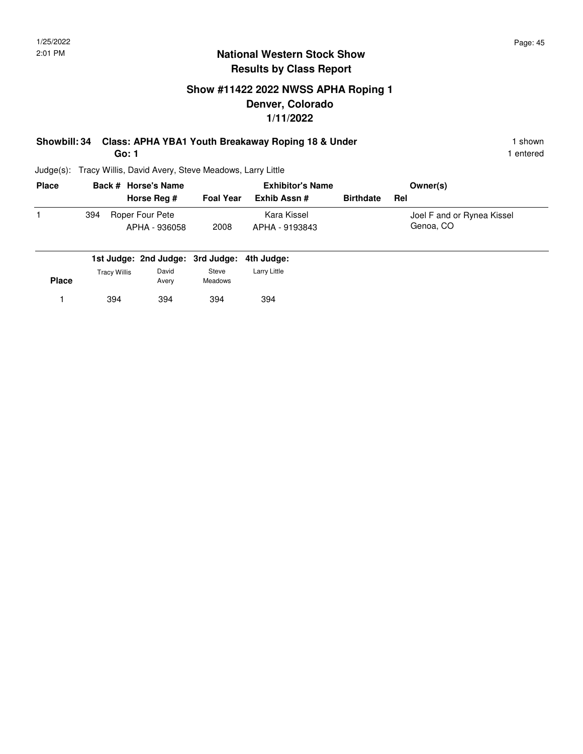## National Western Stock Show
## Results by Class Report

### Show #11422 2022 NWSS APHA Roping 1
### Denver, Colorado
### 1/11/2022

**Showbill: 34 Class: APHA YBA1 Youth Breakaway Roping 18 & Under** 1 shown

**Go: 1** 1 entered

Judge(s): Tracy Willis, David Avery, Steve Meadows, Larry Little

| Place | Back # | Horse's Name / Horse Reg # | Foal Year | Exhibitor's Name / Exhib Assn # | Birthdate | Rel | Owner(s) |
|---|---|---|---|---|---|---|---|
| 1 | 394 | Roper Four Pete<br>APHA - 936058 | 2008 | Kara Kissel<br>APHA - 9193843 | | | Joel F and or Rynea Kissel<br>Genoa, CO |

| Place | 1st Judge: Tracy Willis | 2nd Judge: David Avery | 3rd Judge: Steve Meadows | 4th Judge: Larry Little |
|---|---|---|---|---|
| 1 | 394 | 394 | 394 | 394 |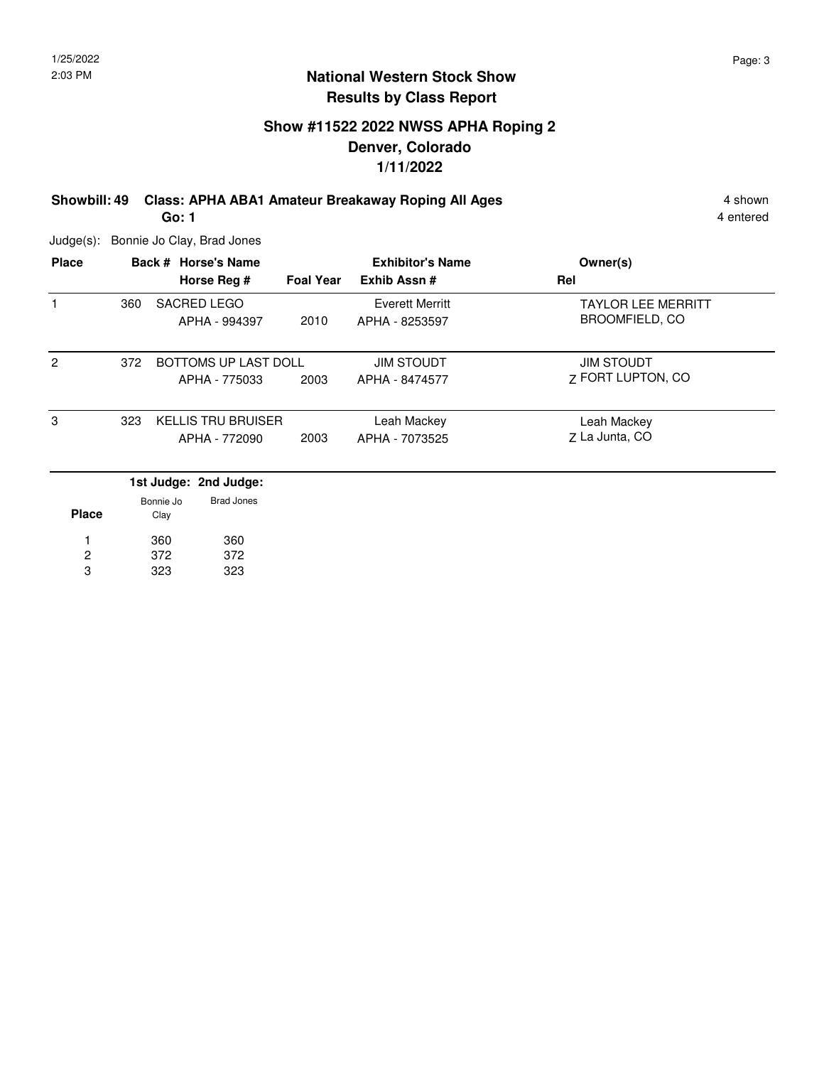# National Western Stock Show
## Results by Class Report

### Show #11522 2022 NWSS APHA Roping 2
### Denver, Colorado
### 1/11/2022

**Showbill: 49 Class: APHA ABA1 Amateur Breakaway Roping All Ages** 4 shown

**Go: 1** 4 entered

Judge(s): Bonnie Jo Clay, Brad Jones

| Place | Back # | Horse's Name / Horse Reg # | Foal Year | Exhibitor's Name / Exhib Assn # | Rel | Owner(s) |
|---|---|---|---|---|---|---|
| 1 | 360 | SACRED LEGO<br>APHA - 994397 | 2010 | Everett Merritt<br>APHA - 8253597 | | TAYLOR LEE MERRITT<br>BROOMFIELD, CO |
| 2 | 372 | BOTTOMS UP LAST DOLL<br>APHA - 775033 | 2003 | JIM STOUDT<br>APHA - 8474577 | Z | JIM STOUDT<br>FORT LUPTON, CO |
| 3 | 323 | KELLIS TRU BRUISER<br>APHA - 772090 | 2003 | Leah Mackey<br>APHA - 7073525 | Z | Leah Mackey<br>La Junta, CO |

| Place | 1st Judge: Bonnie Jo Clay | 2nd Judge: Brad Jones |
|---|---|---|
| 1 | 360 | 360 |
| 2 | 372 | 372 |
| 3 | 323 | 323 |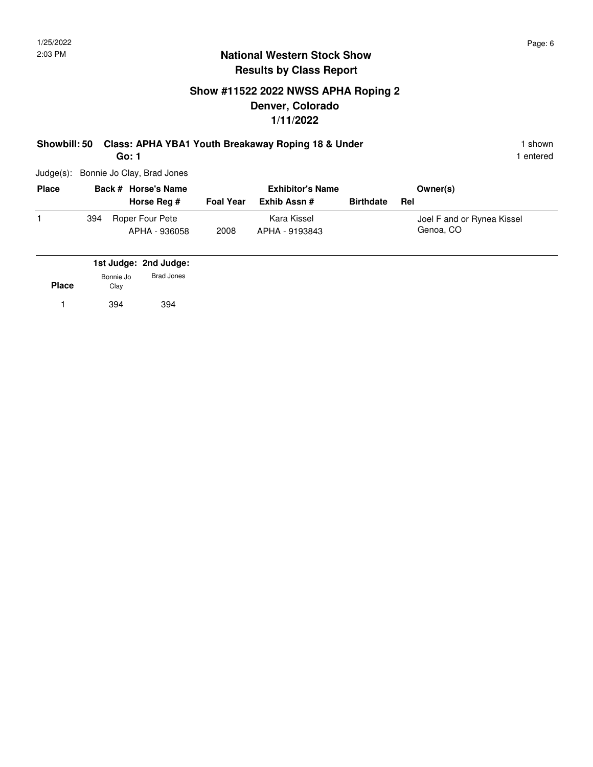## National Western Stock Show
## Results by Class Report

### Show #11522 2022 NWSS APHA Roping 2
### Denver, Colorado
### 1/11/2022

**Showbill: 50 Class: APHA YBA1 Youth Breakaway Roping 18 & Under** — 1 shown

**Go: 1** — 1 entered

Judge(s): Bonnie Jo Clay, Brad Jones

| Place | Back # | Horse's Name / Horse Reg # | Foal Year | Exhibitor's Name / Exhib Assn # | Birthdate | Rel | Owner(s) |
|---|---|---|---|---|---|---|---|
| 1 | 394 | Roper Four Pete<br>APHA - 936058 | 2008 | Kara Kissel<br>APHA - 9193843 | | | Joel F and or Rynea Kissel<br>Genoa, CO |

| Place | 1st Judge: Bonnie Jo Clay | 2nd Judge: Brad Jones |
|---|---|---|
| 1 | 394 | 394 |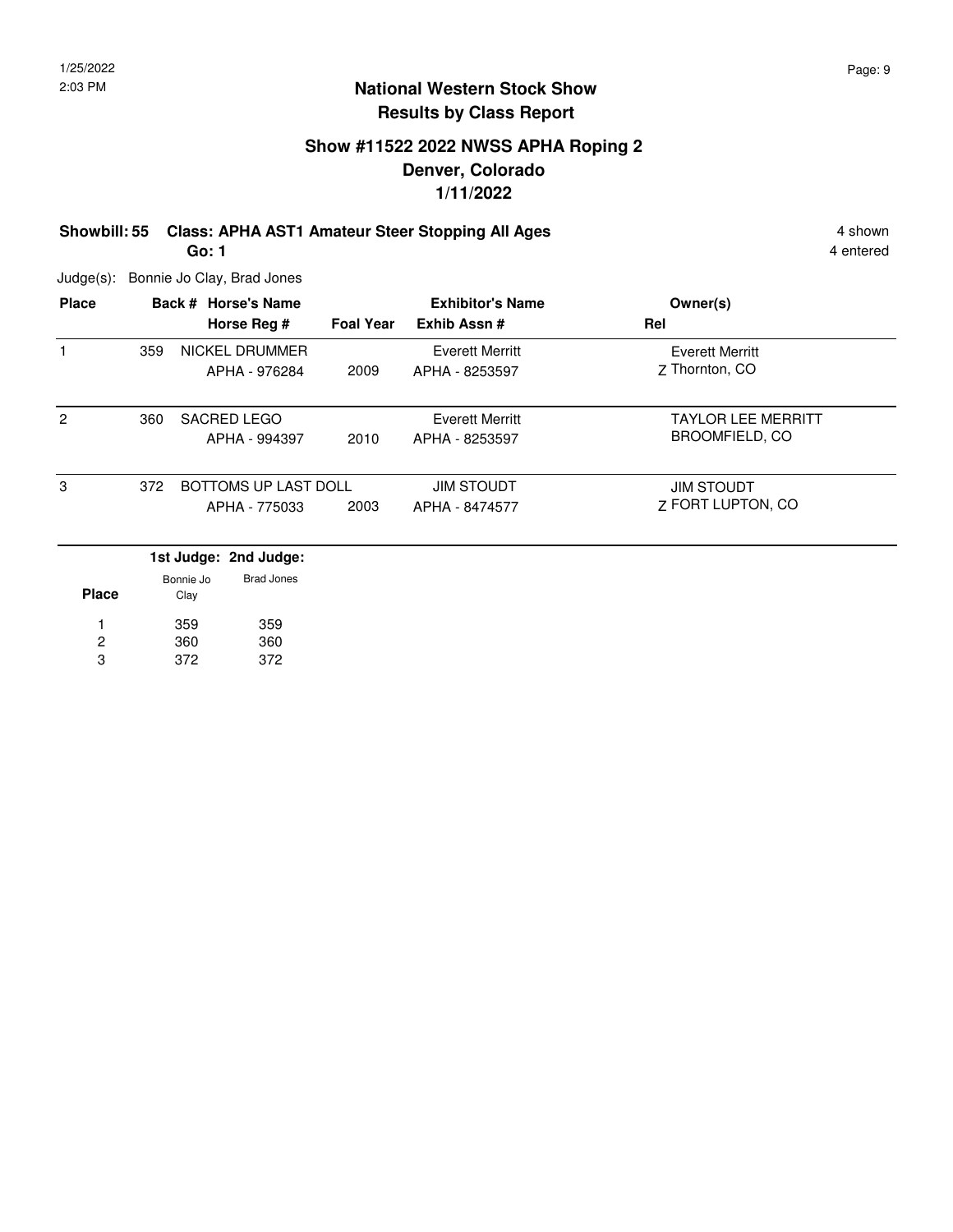# National Western Stock Show
## Results by Class Report

### Show #11522 2022 NWSS APHA Roping 2
### Denver, Colorado
### 1/11/2022

**Showbill: 55 Class: APHA AST1 Amateur Steer Stopping All Ages** — 4 shown, 4 entered

**Go: 1**

Judge(s): Bonnie Jo Clay, Brad Jones

| Place | Back # | Horse's Name / Horse Reg # | Foal Year | Exhibitor's Name / Exhib Assn # | Rel | Owner(s) |
|---|---|---|---|---|---|---|
| 1 | 359 | NICKEL DRUMMER<br>APHA - 976284 | 2009 | Everett Merritt<br>APHA - 8253597 | Z | Everett Merritt<br>Thornton, CO |
| 2 | 360 | SACRED LEGO<br>APHA - 994397 | 2010 | Everett Merritt<br>APHA - 8253597 | | TAYLOR LEE MERRITT<br>BROOMFIELD, CO |
| 3 | 372 | BOTTOMS UP LAST DOLL<br>APHA - 775033 | 2003 | JIM STOUDT<br>APHA - 8474577 | Z | JIM STOUDT<br>FORT LUPTON, CO |

| Place | 1st Judge: Bonnie Jo Clay | 2nd Judge: Brad Jones |
|---|---|---|
| 1 | 359 | 359 |
| 2 | 360 | 360 |
| 3 | 372 | 372 |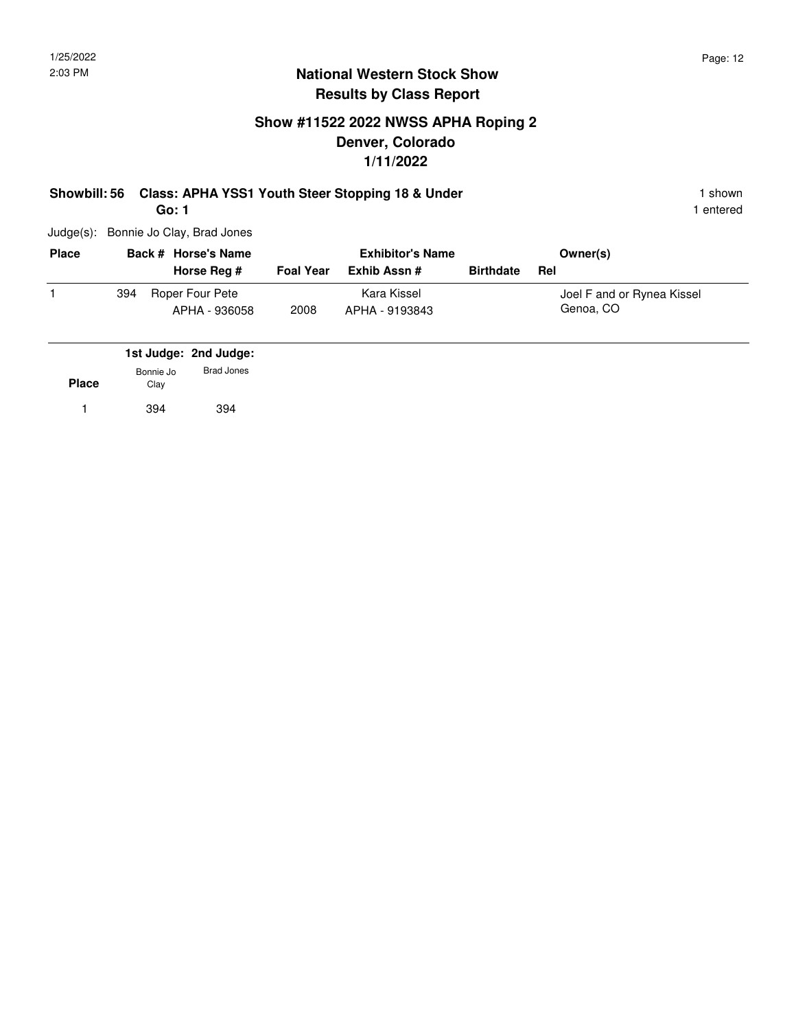# National Western Stock Show
## Results by Class Report

### Show #11522 2022 NWSS APHA Roping 2
### Denver, Colorado
### 1/11/2022

**Showbill: 56 Class: APHA YSS1 Youth Steer Stopping 18 & Under** — 1 shown
**Go: 1** — 1 entered

Judge(s): Bonnie Jo Clay, Brad Jones

| Place | Back # | Horse's Name / Horse Reg # | Foal Year | Exhibitor's Name / Exhib Assn # | Birthdate | Rel | Owner(s) |
|---|---|---|---|---|---|---|---|
| 1 | 394 | Roper Four Pete / APHA - 936058 | 2008 | Kara Kissel / APHA - 9193843 | | | Joel F and or Rynea Kissel, Genoa, CO |

| Place | 1st Judge: Bonnie Jo Clay | 2nd Judge: Brad Jones |
|---|---|---|
| 1 | 394 | 394 |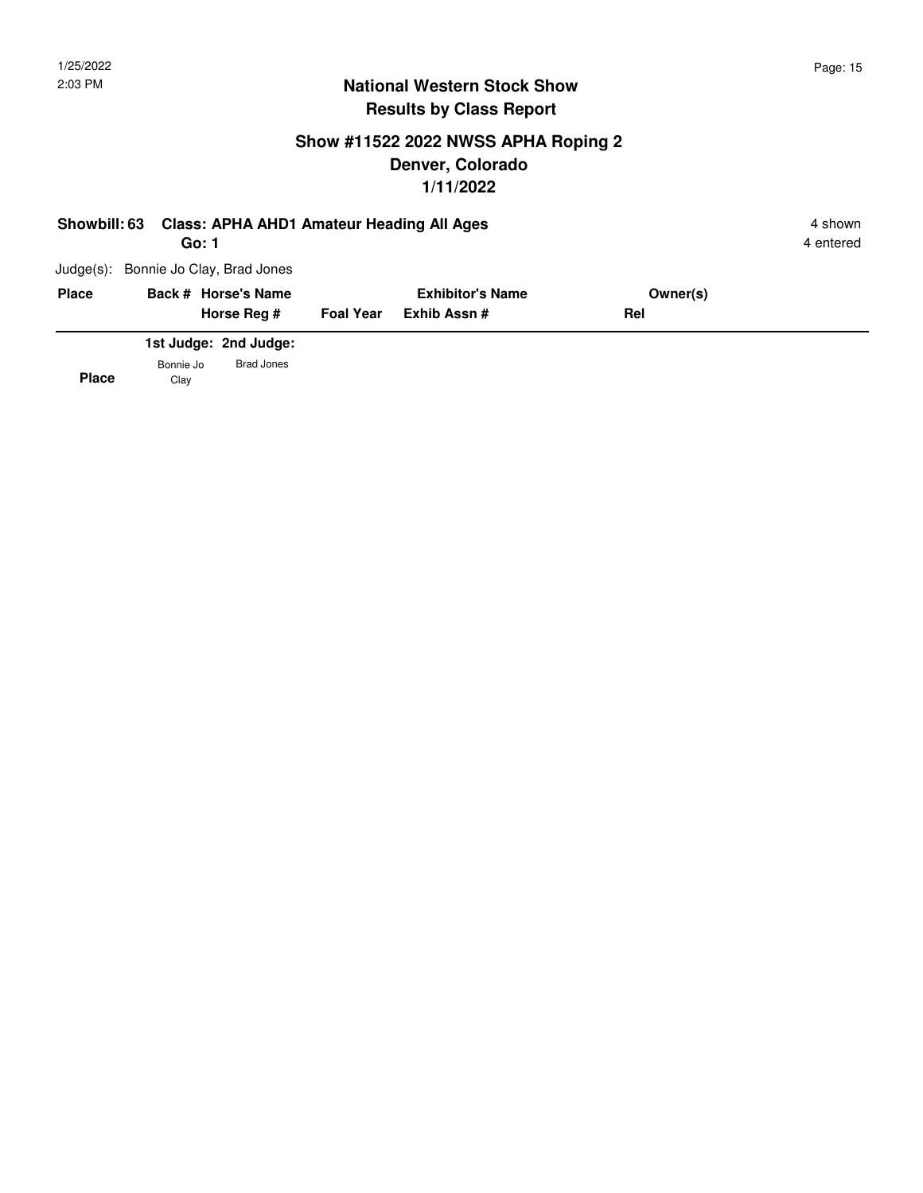## National Western Stock Show
## Results by Class Report

### Show #11522 2022 NWSS APHA Roping 2
### Denver, Colorado
### 1/11/2022

**Showbill: 63 Class: APHA AHD1 Amateur Heading All Ages** — 4 shown

**Go: 1** — 4 entered

Judge(s): Bonnie Jo Clay, Brad Jones

| Place | Back # Horse's Name | | Exhibitor's Name | Owner(s) |
|---|---|---|---|---|
| | Horse Reg # | Foal Year | Exhib Assn # | Rel |

| Place | 1st Judge: Bonnie Jo Clay | 2nd Judge: Brad Jones |
|---|---|---|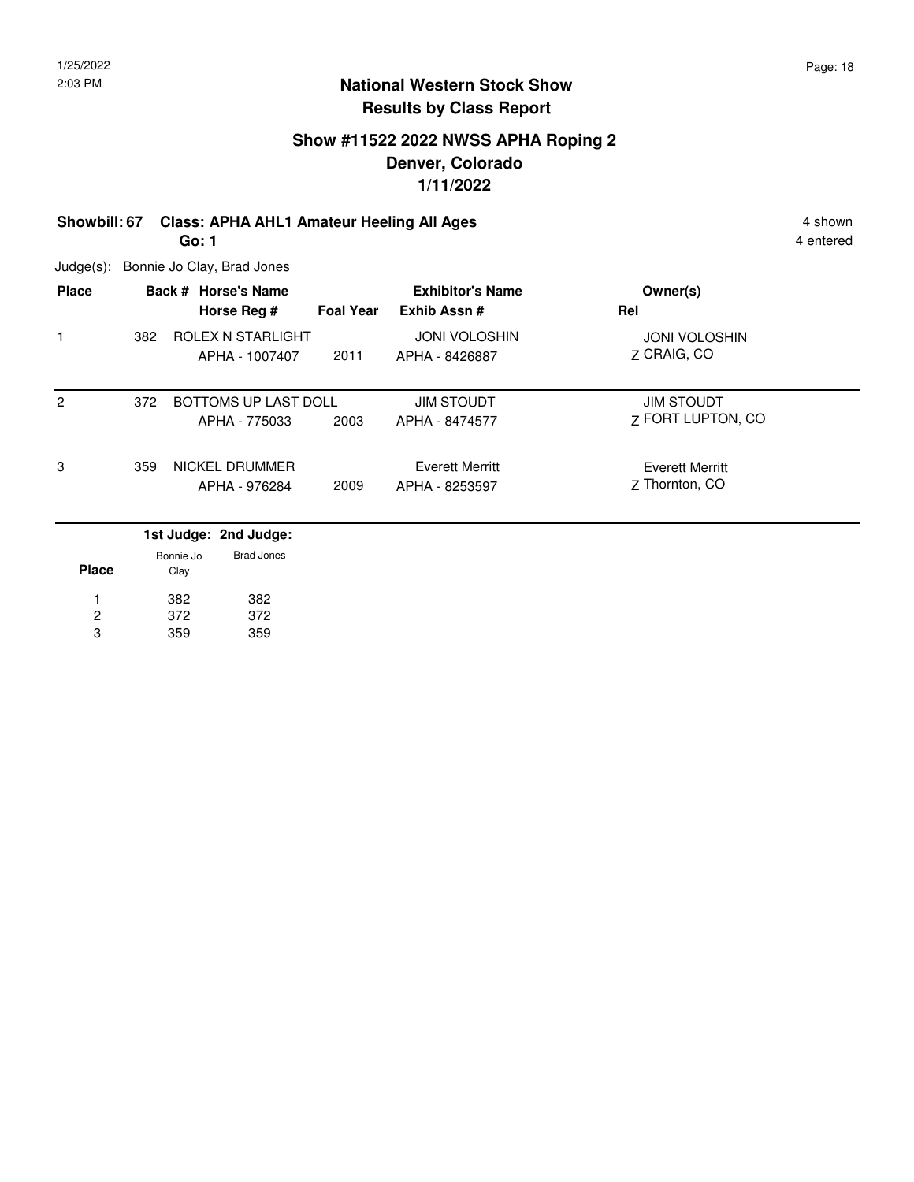# National Western Stock Show
## Results by Class Report

### Show #11522 2022 NWSS APHA Roping 2
### Denver, Colorado
### 1/11/2022

**Showbill: 67 Class: APHA AHL1 Amateur Heeling All Ages** — 4 shown, 4 entered

**Go: 1**

Judge(s): Bonnie Jo Clay, Brad Jones

| Place | Back # | Horse's Name / Horse Reg # | Foal Year | Exhibitor's Name / Exhib Assn # | Rel | Owner(s) |
|---|---|---|---|---|---|---|
| 1 | 382 | ROLEX N STARLIGHT / APHA - 1007407 | 2011 | JONI VOLOSHIN / APHA - 8426887 | Z | JONI VOLOSHIN, CRAIG, CO |
| 2 | 372 | BOTTOMS UP LAST DOLL / APHA - 775033 | 2003 | JIM STOUDT / APHA - 8474577 | Z | JIM STOUDT, FORT LUPTON, CO |
| 3 | 359 | NICKEL DRUMMER / APHA - 976284 | 2009 | Everett Merritt / APHA - 8253597 | Z | Everett Merritt, Thornton, CO |

| Place | 1st Judge: Bonnie Jo Clay | 2nd Judge: Brad Jones |
|---|---|---|
| 1 | 382 | 382 |
| 2 | 372 | 372 |
| 3 | 359 | 359 |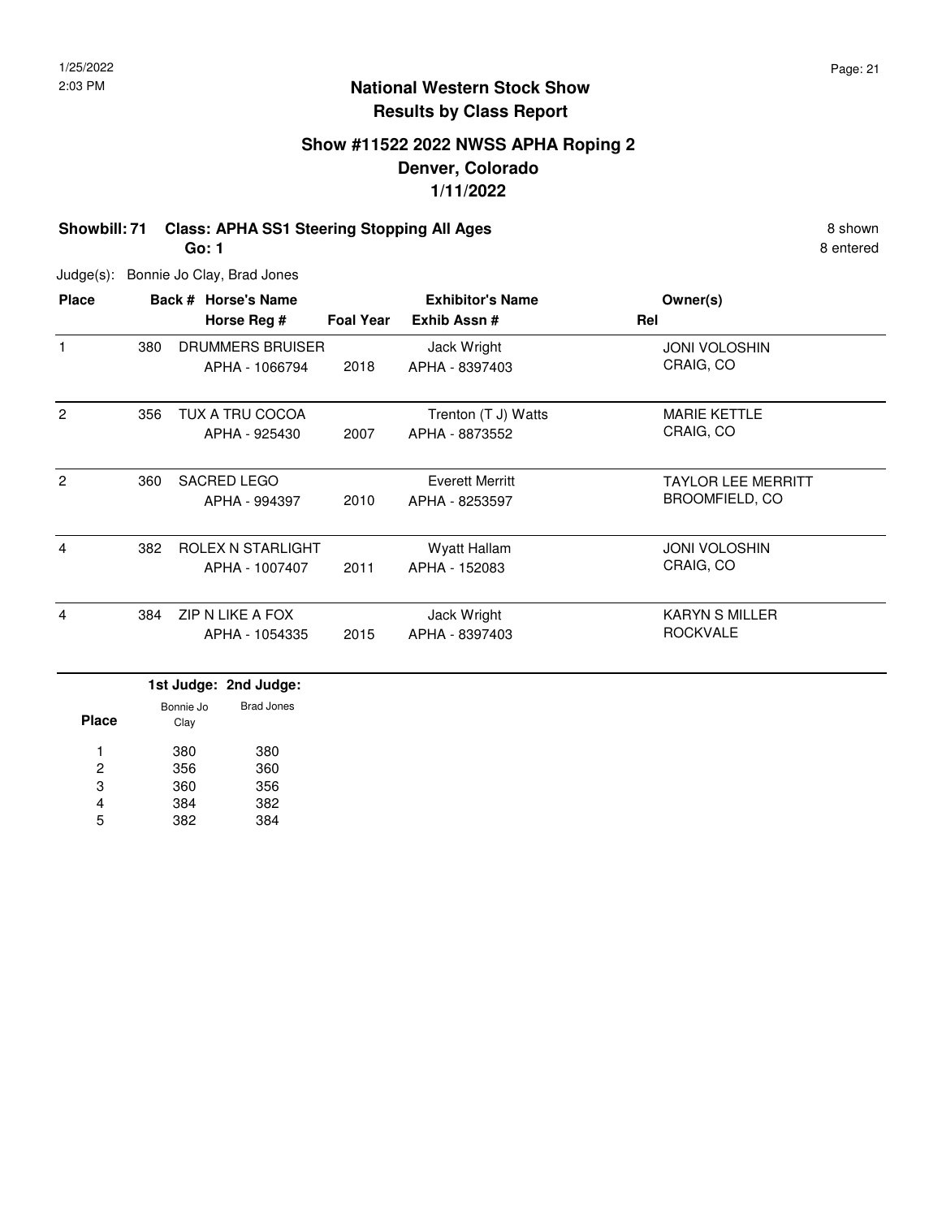# National Western Stock Show
## Results by Class Report

### Show #11522 2022 NWSS APHA Roping 2
### Denver, Colorado
### 1/11/2022

**Showbill: 71 Class: APHA SS1 Steering Stopping All Ages** 8 shown

**Go: 1** 8 entered

Judge(s): Bonnie Jo Clay, Brad Jones

| Place | Back # | Horse's Name / Horse Reg # | Foal Year | Exhibitor's Name / Exhib Assn # | Rel | Owner(s) |
|---|---|---|---|---|---|---|
| 1 | 380 | DRUMMERS BRUISER<br>APHA - 1066794 | 2018 | Jack Wright<br>APHA - 8397403 | | JONI VOLOSHIN<br>CRAIG, CO |
| 2 | 356 | TUX A TRU COCOA<br>APHA - 925430 | 2007 | Trenton (T J) Watts<br>APHA - 8873552 | | MARIE KETTLE<br>CRAIG, CO |
| 2 | 360 | SACRED LEGO<br>APHA - 994397 | 2010 | Everett Merritt<br>APHA - 8253597 | | TAYLOR LEE MERRITT<br>BROOMFIELD, CO |
| 4 | 382 | ROLEX N STARLIGHT<br>APHA - 1007407 | 2011 | Wyatt Hallam<br>APHA - 152083 | | JONI VOLOSHIN<br>CRAIG, CO |
| 4 | 384 | ZIP N LIKE A FOX<br>APHA - 1054335 | 2015 | Jack Wright<br>APHA - 8397403 | | KARYN S MILLER<br>ROCKVALE |

| Place | 1st Judge: Bonnie Jo Clay | 2nd Judge: Brad Jones |
|---|---|---|
| 1 | 380 | 380 |
| 2 | 356 | 360 |
| 3 | 360 | 356 |
| 4 | 384 | 382 |
| 5 | 382 | 384 |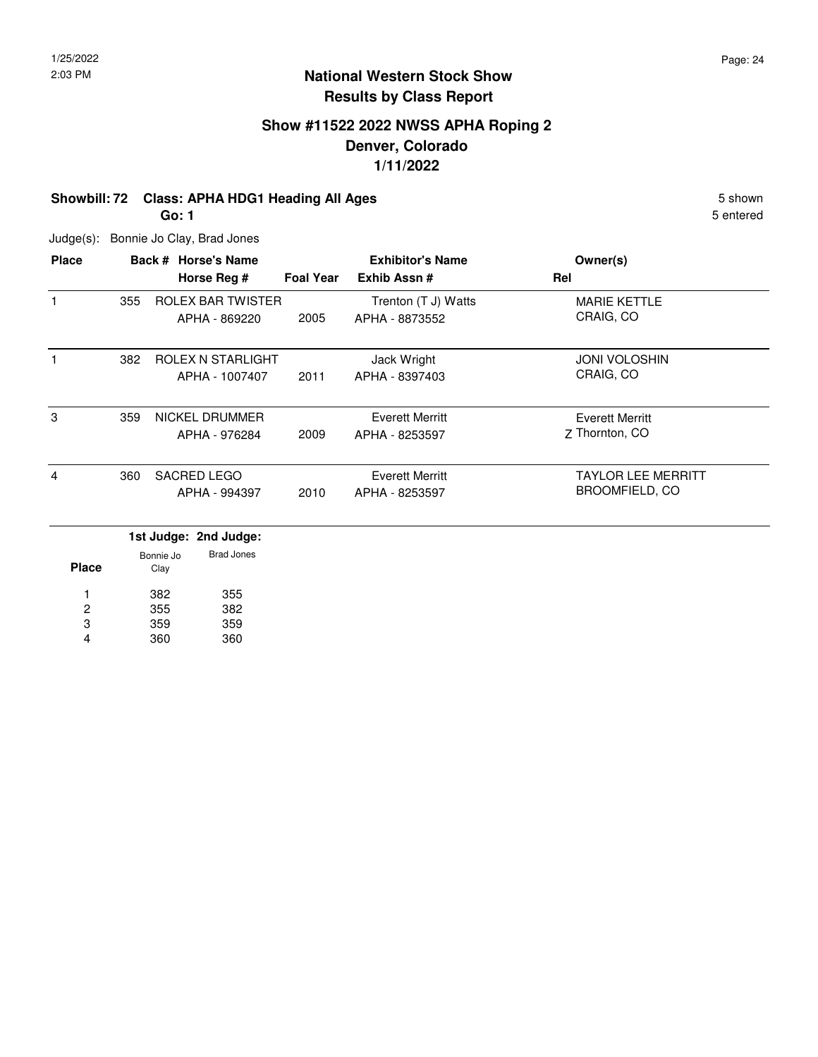# National Western Stock Show
## Results by Class Report

### Show #11522 2022 NWSS APHA Roping 2
### Denver, Colorado
### 1/11/2022

**Showbill: 72 Class: APHA HDG1 Heading All Ages** — 5 shown

**Go: 1** — 5 entered

Judge(s): Bonnie Jo Clay, Brad Jones

| Place | Back # | Horse's Name / Horse Reg # | Foal Year | Exhibitor's Name / Exhib Assn # | Rel | Owner(s) |
|---|---|---|---|---|---|---|
| 1 | 355 | ROLEX BAR TWISTER<br>APHA - 869220 | 2005 | Trenton (T J) Watts<br>APHA - 8873552 | | MARIE KETTLE<br>CRAIG, CO |
| 1 | 382 | ROLEX N STARLIGHT<br>APHA - 1007407 | 2011 | Jack Wright<br>APHA - 8397403 | | JONI VOLOSHIN<br>CRAIG, CO |
| 3 | 359 | NICKEL DRUMMER<br>APHA - 976284 | 2009 | Everett Merritt<br>APHA - 8253597 | Z | Everett Merritt<br>Thornton, CO |
| 4 | 360 | SACRED LEGO<br>APHA - 994397 | 2010 | Everett Merritt<br>APHA - 8253597 | | TAYLOR LEE MERRITT<br>BROOMFIELD, CO |

| Place | 1st Judge: Bonnie Jo Clay | 2nd Judge: Brad Jones |
|---|---|---|
| 1 | 382 | 355 |
| 2 | 355 | 382 |
| 3 | 359 | 359 |
| 4 | 360 | 360 |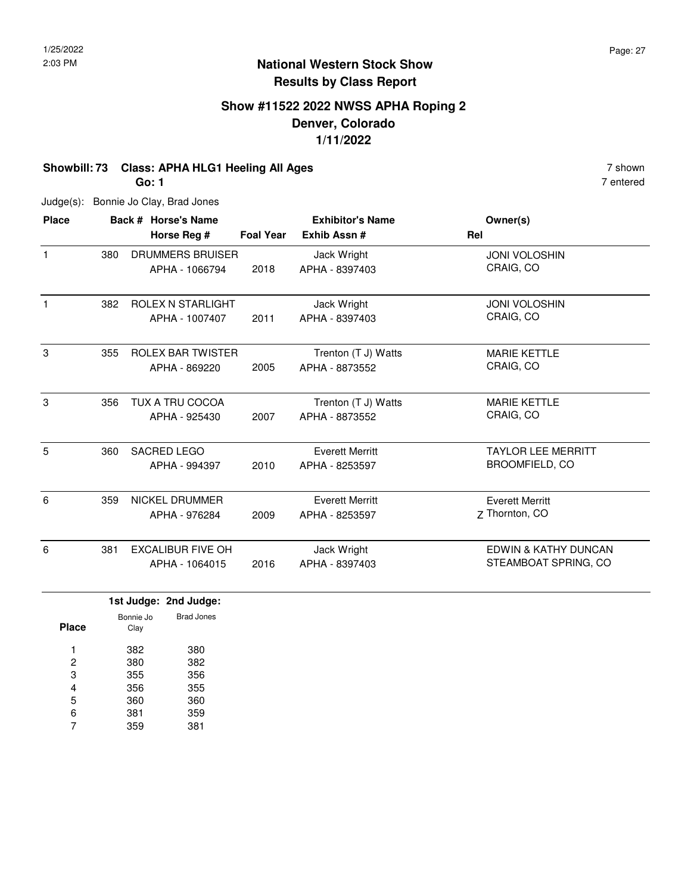**National Western Stock Show**
**Results by Class Report**

## Show #11522 2022 NWSS APHA Roping 2
## Denver, Colorado
## 1/11/2022

**Showbill: 73 Class: APHA HLG1 Heeling All Ages** 7 shown

**Go: 1** 7 entered

Judge(s): Bonnie Jo Clay, Brad Jones

| Place | Back # | Horse's Name / Horse Reg # | Foal Year | Exhibitor's Name / Exhib Assn # | Rel | Owner(s) |
|---|---|---|---|---|---|---|
| 1 | 380 | DRUMMERS BRUISER<br>APHA - 1066794 | 2018 | Jack Wright<br>APHA - 8397403 | | JONI VOLOSHIN<br>CRAIG, CO |
| 1 | 382 | ROLEX N STARLIGHT<br>APHA - 1007407 | 2011 | Jack Wright<br>APHA - 8397403 | | JONI VOLOSHIN<br>CRAIG, CO |
| 3 | 355 | ROLEX BAR TWISTER<br>APHA - 869220 | 2005 | Trenton (T J) Watts<br>APHA - 8873552 | | MARIE KETTLE<br>CRAIG, CO |
| 3 | 356 | TUX A TRU COCOA<br>APHA - 925430 | 2007 | Trenton (T J) Watts<br>APHA - 8873552 | | MARIE KETTLE<br>CRAIG, CO |
| 5 | 360 | SACRED LEGO<br>APHA - 994397 | 2010 | Everett Merritt<br>APHA - 8253597 | | TAYLOR LEE MERRITT<br>BROOMFIELD, CO |
| 6 | 359 | NICKEL DRUMMER<br>APHA - 976284 | 2009 | Everett Merritt<br>APHA - 8253597 | Z | Everett Merritt<br>Thornton, CO |
| 6 | 381 | EXCALIBUR FIVE OH<br>APHA - 1064015 | 2016 | Jack Wright<br>APHA - 8397403 | | EDWIN & KATHY DUNCAN<br>STEAMBOAT SPRING, CO |

| Place | 1st Judge: Bonnie Jo Clay | 2nd Judge: Brad Jones |
|---|---|---|
| 1 | 382 | 380 |
| 2 | 380 | 382 |
| 3 | 355 | 356 |
| 4 | 356 | 355 |
| 5 | 360 | 360 |
| 6 | 381 | 359 |
| 7 | 359 | 381 |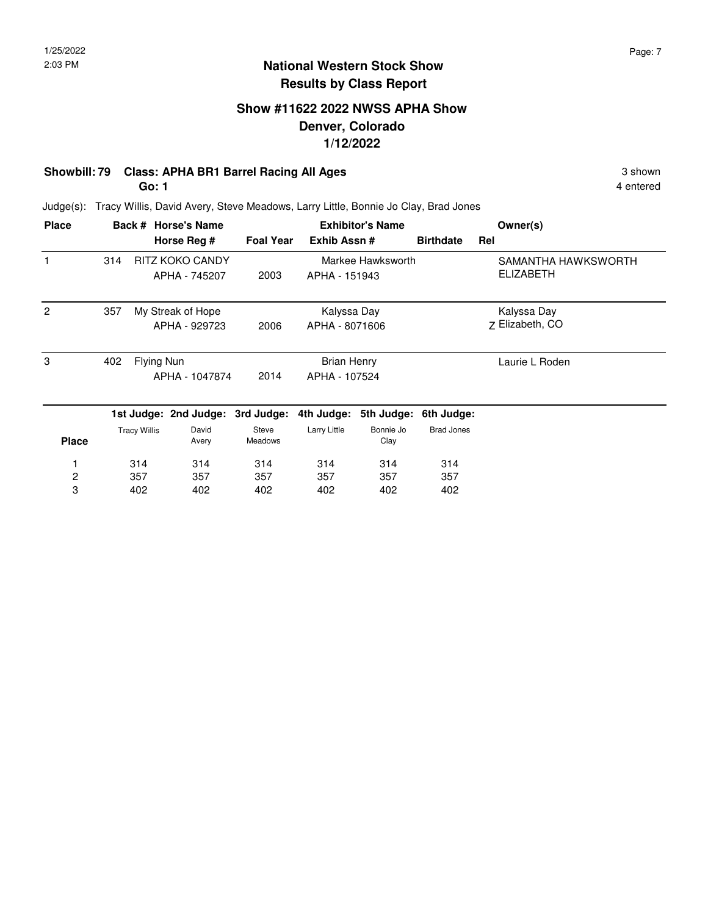# National Western Stock Show
## Results by Class Report

### Show #11622 2022 NWSS APHA Show
### Denver, Colorado
### 1/12/2022

**Showbill: 79 Class: APHA BR1 Barrel Racing All Ages** — 3 shown

**Go: 1** — 4 entered

Judge(s): Tracy Willis, David Avery, Steve Meadows, Larry Little, Bonnie Jo Clay, Brad Jones

| Place | Back # | Horse's Name / Horse Reg # | Foal Year | Exhibitor's Name / Exhib Assn # | Birthdate | Rel | Owner(s) |
|---|---|---|---|---|---|---|---|
| 1 | 314 | RITZ KOKO CANDY / APHA - 745207 | 2003 | Markee Hawksworth / APHA - 151943 | | | SAMANTHA HAWKSWORTH ELIZABETH |
| 2 | 357 | My Streak of Hope / APHA - 929723 | 2006 | Kalyssa Day / APHA - 8071606 | | Z | Kalyssa Day Elizabeth, CO |
| 3 | 402 | Flying Nun / APHA - 1047874 | 2014 | Brian Henry / APHA - 107524 | | | Laurie L Roden |

| Place | 1st Judge: Tracy Willis | 2nd Judge: David Avery | 3rd Judge: Steve Meadows | 4th Judge: Larry Little | 5th Judge: Bonnie Jo Clay | 6th Judge: Brad Jones |
|---|---|---|---|---|---|---|
| 1 | 314 | 314 | 314 | 314 | 314 | 314 |
| 2 | 357 | 357 | 357 | 357 | 357 | 357 |
| 3 | 402 | 402 | 402 | 402 | 402 | 402 |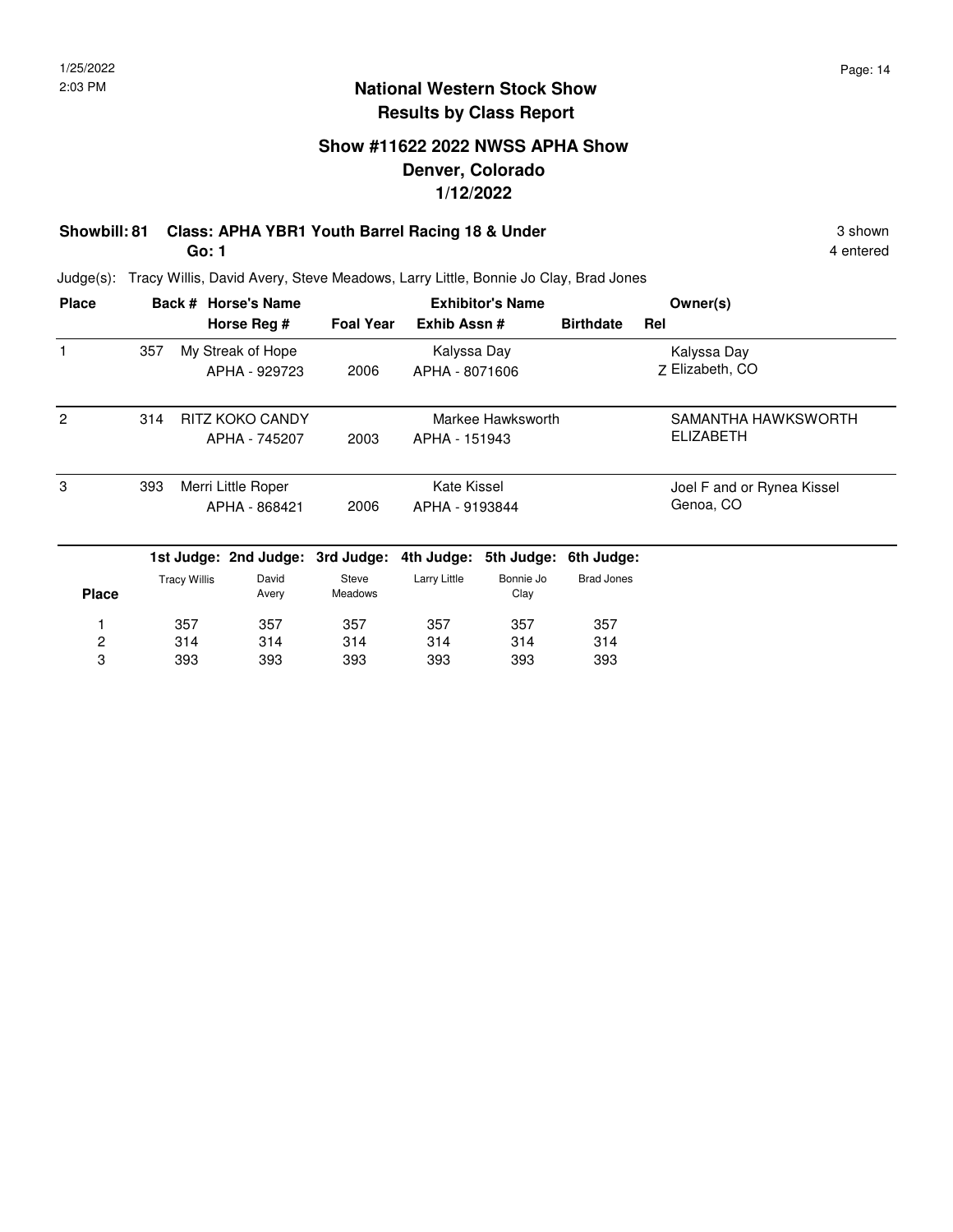# National Western Stock Show
## Results by Class Report

### Show #11622 2022 NWSS APHA Show
### Denver, Colorado
### 1/12/2022

**Showbill: 81 Class: APHA YBR1 Youth Barrel Racing 18 & Under** 3 shown
**Go: 1** 4 entered

Judge(s): Tracy Willis, David Avery, Steve Meadows, Larry Little, Bonnie Jo Clay, Brad Jones

| Place | Back # | Horse's Name / Horse Reg # | Foal Year | Exhibitor's Name / Exhib Assn # | Birthdate | Rel | Owner(s) |
|---|---|---|---|---|---|---|---|
| 1 | 357 | My Streak of Hope<br>APHA - 929723 | 2006 | Kalyssa Day<br>APHA - 8071606 | | Z | Kalyssa Day<br>Elizabeth, CO |
| 2 | 314 | RITZ KOKO CANDY<br>APHA - 745207 | 2003 | Markee Hawksworth<br>APHA - 151943 | | | SAMANTHA HAWKSWORTH<br>ELIZABETH |
| 3 | 393 | Merri Little Roper<br>APHA - 868421 | 2006 | Kate Kissel<br>APHA - 9193844 | | | Joel F and or Rynea Kissel<br>Genoa, CO |

| Place | 1st Judge: Tracy Willis | 2nd Judge: David Avery | 3rd Judge: Steve Meadows | 4th Judge: Larry Little | 5th Judge: Bonnie Jo Clay | 6th Judge: Brad Jones |
|---|---|---|---|---|---|---|
| 1 | 357 | 357 | 357 | 357 | 357 | 357 |
| 2 | 314 | 314 | 314 | 314 | 314 | 314 |
| 3 | 393 | 393 | 393 | 393 | 393 | 393 |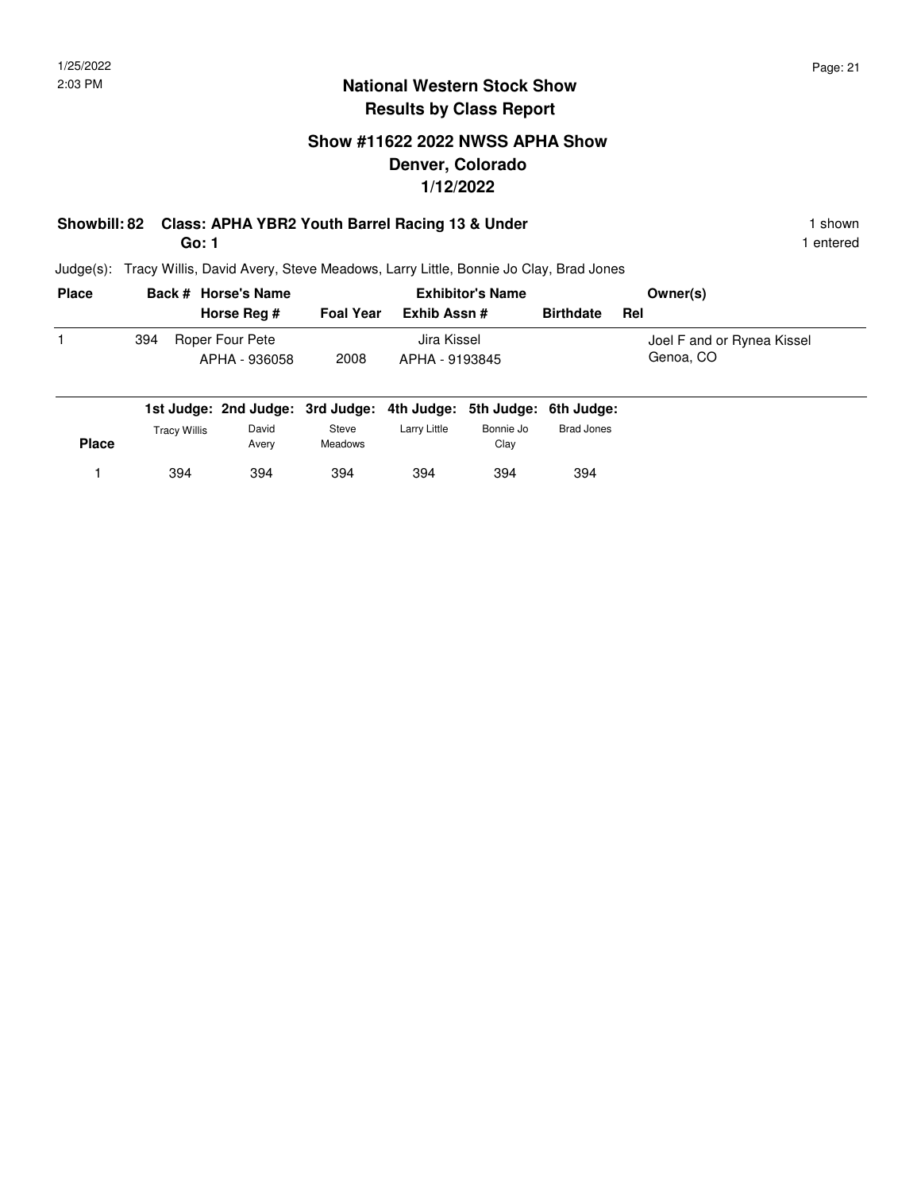# National Western Stock Show
## Results by Class Report

### Show #11622 2022 NWSS APHA Show
### Denver, Colorado
### 1/12/2022

**Showbill: 82 Class: APHA YBR2 Youth Barrel Racing 13 & Under** — 1 shown

**Go: 1** — 1 entered

Judge(s): Tracy Willis, David Avery, Steve Meadows, Larry Little, Bonnie Jo Clay, Brad Jones

| Place | Back # | Horse's Name / Horse Reg # | Foal Year | Exhibitor's Name / Exhib Assn # | Birthdate | Rel | Owner(s) |
|---|---|---|---|---|---|---|---|
| 1 | 394 | Roper Four Pete<br>APHA - 936058 | 2008 | Jira Kissel<br>APHA - 9193845 | | | Joel F and or Rynea Kissel<br>Genoa, CO |

| Place | 1st Judge: Tracy Willis | 2nd Judge: David Avery | 3rd Judge: Steve Meadows | 4th Judge: Larry Little | 5th Judge: Bonnie Jo Clay | 6th Judge: Brad Jones |
|---|---|---|---|---|---|---|
| 1 | 394 | 394 | 394 | 394 | 394 | 394 |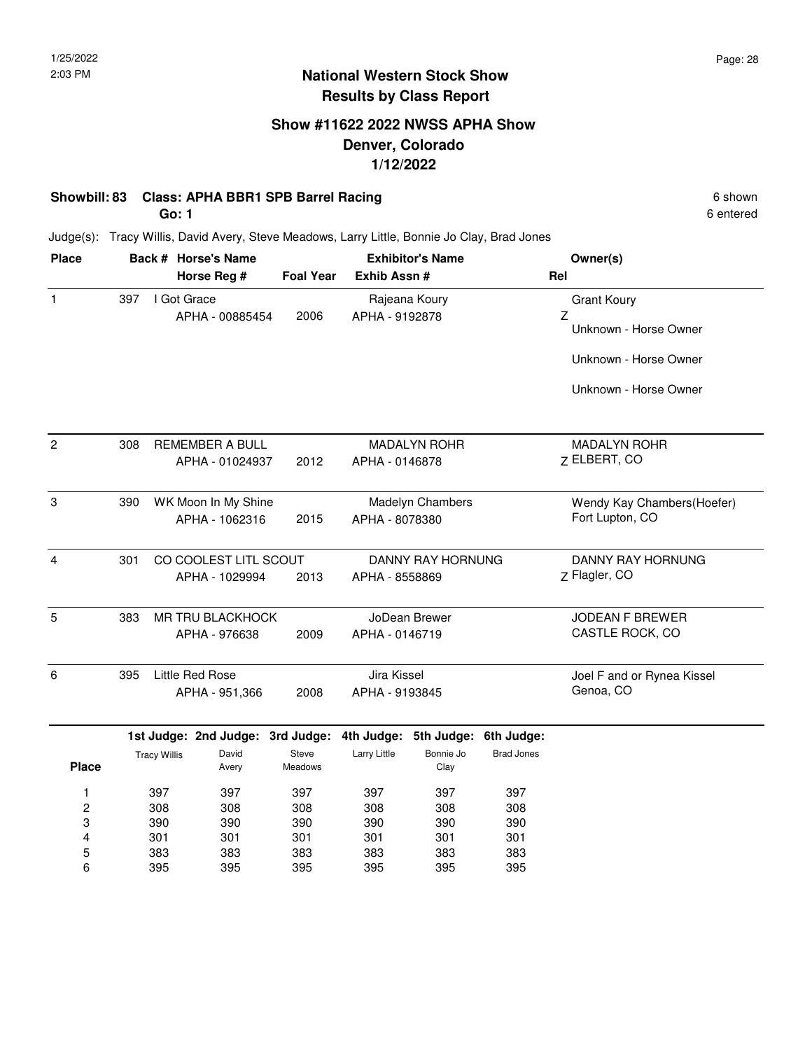# National Western Stock Show
## Results by Class Report

### Show #11622 2022 NWSS APHA Show
### Denver, Colorado
### 1/12/2022

**Showbill: 83 Class: APHA BBR1 SPB Barrel Racing** 6 shown

**Go: 1** 6 entered

Judge(s): Tracy Willis, David Avery, Steve Meadows, Larry Little, Bonnie Jo Clay, Brad Jones

| Place | Back # | Horse's Name / Horse Reg # | Foal Year | Exhibitor's Name / Exhib Assn # | Rel | Owner(s) |
|---|---|---|---|---|---|---|
| 1 | 397 | I Got Grace<br>APHA - 00885454 | 2006 | Rajeana Koury<br>APHA - 9192878 | Z | Grant Koury<br>Unknown - Horse Owner<br>Unknown - Horse Owner<br>Unknown - Horse Owner |
| 2 | 308 | REMEMBER A BULL<br>APHA - 01024937 | 2012 | MADALYN ROHR<br>APHA - 0146878 | Z | MADALYN ROHR<br>ELBERT, CO |
| 3 | 390 | WK Moon In My Shine<br>APHA - 1062316 | 2015 | Madelyn Chambers<br>APHA - 8078380 | | Wendy Kay Chambers(Hoefer)<br>Fort Lupton, CO |
| 4 | 301 | CO COOLEST LITL SCOUT<br>APHA - 1029994 | 2013 | DANNY RAY HORNUNG<br>APHA - 8558869 | Z | DANNY RAY HORNUNG<br>Flagler, CO |
| 5 | 383 | MR TRU BLACKHOCK<br>APHA - 976638 | 2009 | JoDean Brewer<br>APHA - 0146719 | | JODEAN F BREWER<br>CASTLE ROCK, CO |
| 6 | 395 | Little Red Rose<br>APHA - 951,366 | 2008 | Jira Kissel<br>APHA - 9193845 | | Joel F and or Rynea Kissel<br>Genoa, CO |

| Place | 1st Judge: Tracy Willis | 2nd Judge: David Avery | 3rd Judge: Steve Meadows | 4th Judge: Larry Little | 5th Judge: Bonnie Jo Clay | 6th Judge: Brad Jones |
|---|---|---|---|---|---|---|
| 1 | 397 | 397 | 397 | 397 | 397 | 397 |
| 2 | 308 | 308 | 308 | 308 | 308 | 308 |
| 3 | 390 | 390 | 390 | 390 | 390 | 390 |
| 4 | 301 | 301 | 301 | 301 | 301 | 301 |
| 5 | 383 | 383 | 383 | 383 | 383 | 383 |
| 6 | 395 | 395 | 395 | 395 | 395 | 395 |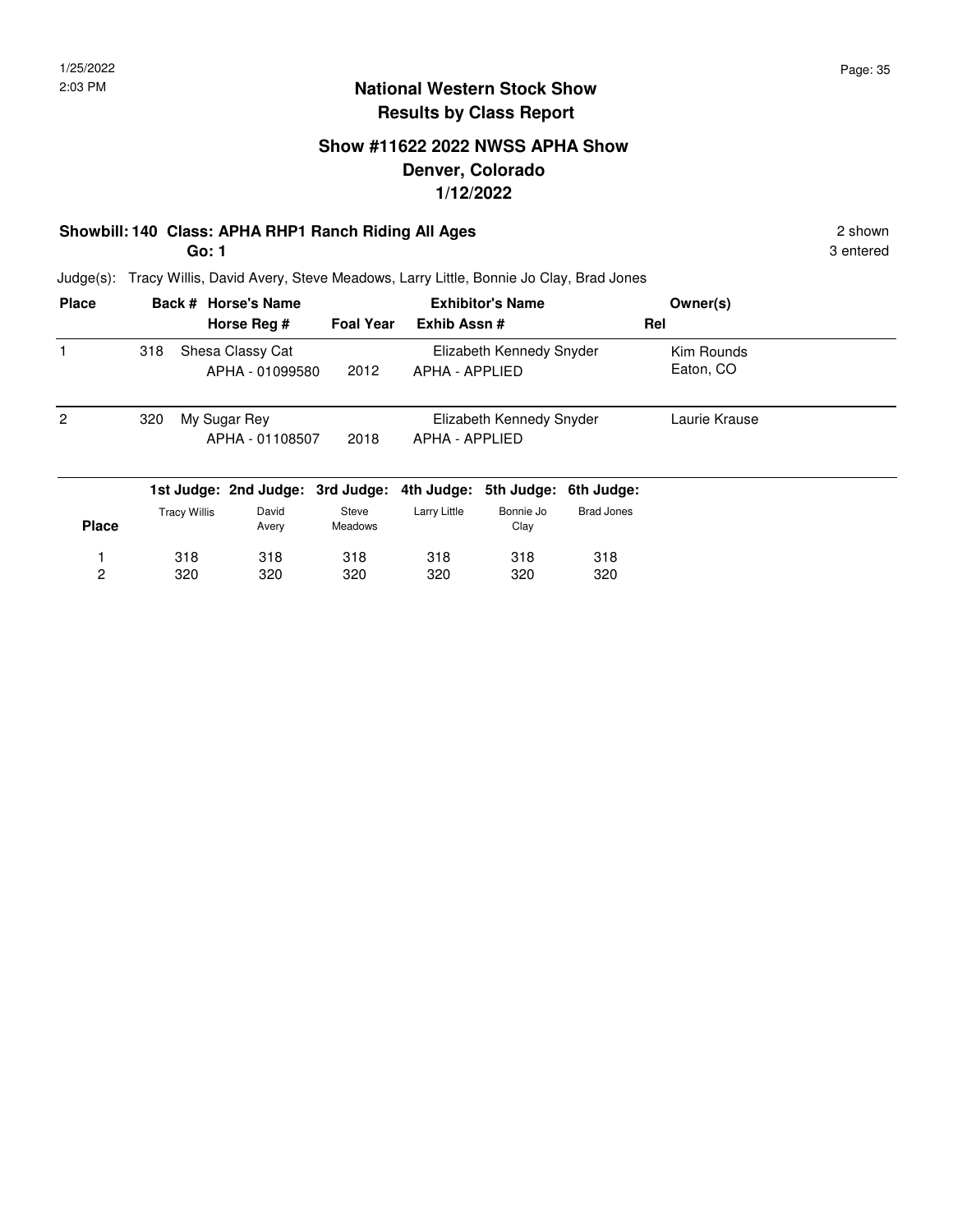## National Western Stock Show
## Results by Class Report

### Show #11622 2022 NWSS APHA Show
### Denver, Colorado
### 1/12/2022

**Showbill: 140 Class: APHA RHP1 Ranch Riding All Ages** 2 shown

**Go: 1** 3 entered

Judge(s): Tracy Willis, David Avery, Steve Meadows, Larry Little, Bonnie Jo Clay, Brad Jones

| Place | Back # | Horse's Name / Horse Reg # | Foal Year | Exhibitor's Name / Exhib Assn # | Rel | Owner(s) |
|---|---|---|---|---|---|---|
| 1 | 318 | Shesa Classy Cat<br>APHA - 01099580 | 2012 | Elizabeth Kennedy Snyder<br>APHA - APPLIED | | Kim Rounds<br>Eaton, CO |
| 2 | 320 | My Sugar Rey<br>APHA - 01108507 | 2018 | Elizabeth Kennedy Snyder<br>APHA - APPLIED | | Laurie Krause |

| Place | 1st Judge: Tracy Willis | 2nd Judge: David Avery | 3rd Judge: Steve Meadows | 4th Judge: Larry Little | 5th Judge: Bonnie Jo Clay | 6th Judge: Brad Jones |
|---|---|---|---|---|---|---|
| 1 | 318 | 318 | 318 | 318 | 318 | 318 |
| 2 | 320 | 320 | 320 | 320 | 320 | 320 |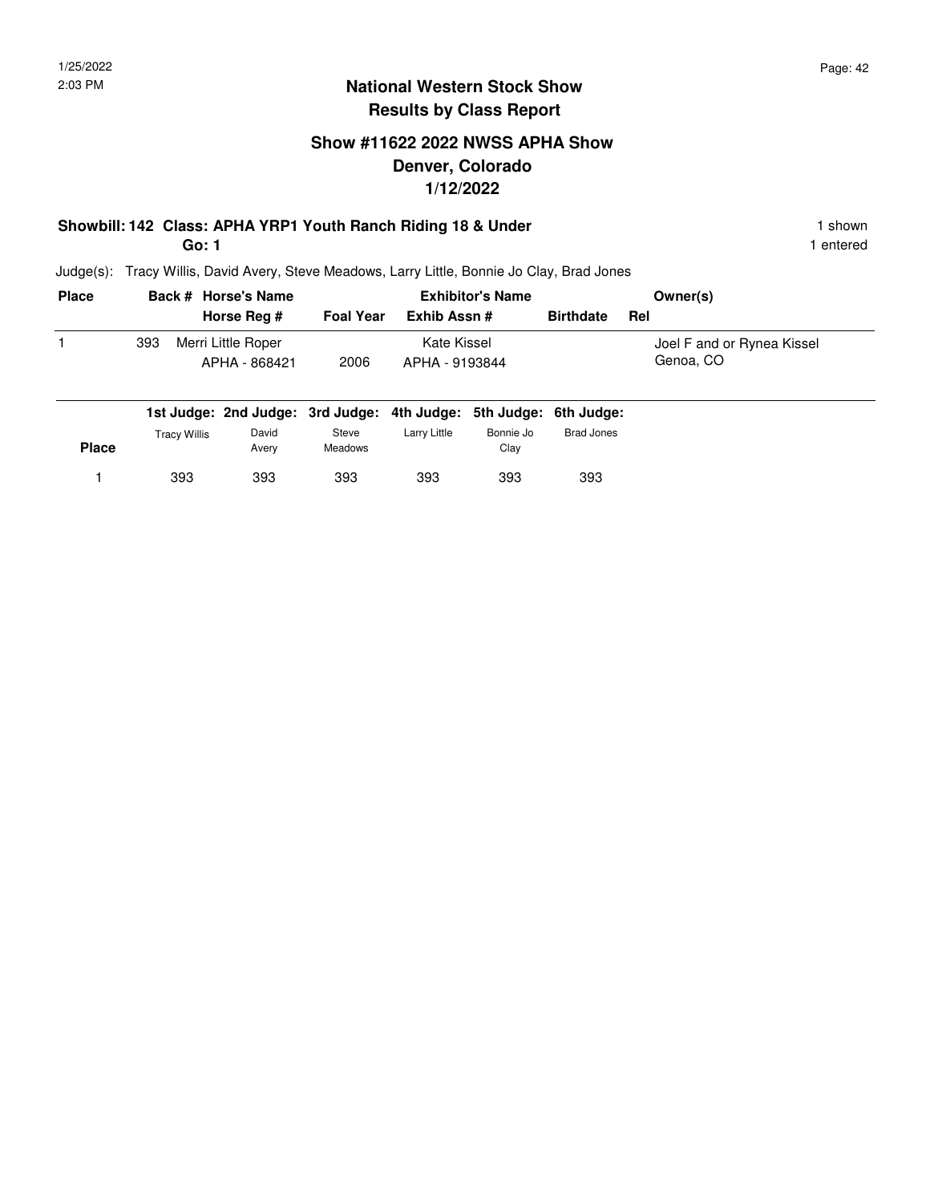## National Western Stock Show
## Results by Class Report

### Show #11622 2022 NWSS APHA Show
### Denver, Colorado
### 1/12/2022

**Showbill: 142 Class: APHA YRP1 Youth Ranch Riding 18 & Under** — 1 shown

**Go: 1** — 1 entered

Judge(s): Tracy Willis, David Avery, Steve Meadows, Larry Little, Bonnie Jo Clay, Brad Jones

| Place | Back # | Horse's Name / Horse Reg # | Foal Year | Exhibitor's Name / Exhib Assn # | Birthdate | Rel | Owner(s) |
|---|---|---|---|---|---|---|---|
| 1 | 393 | Merri Little Roper<br>APHA - 868421 | 2006 | Kate Kissel<br>APHA - 9193844 | | | Joel F and or Rynea Kissel<br>Genoa, CO |

| Place | 1st Judge: Tracy Willis | 2nd Judge: David Avery | 3rd Judge: Steve Meadows | 4th Judge: Larry Little | 5th Judge: Bonnie Jo Clay | 6th Judge: Brad Jones |
|---|---|---|---|---|---|---|
| 1 | 393 | 393 | 393 | 393 | 393 | 393 |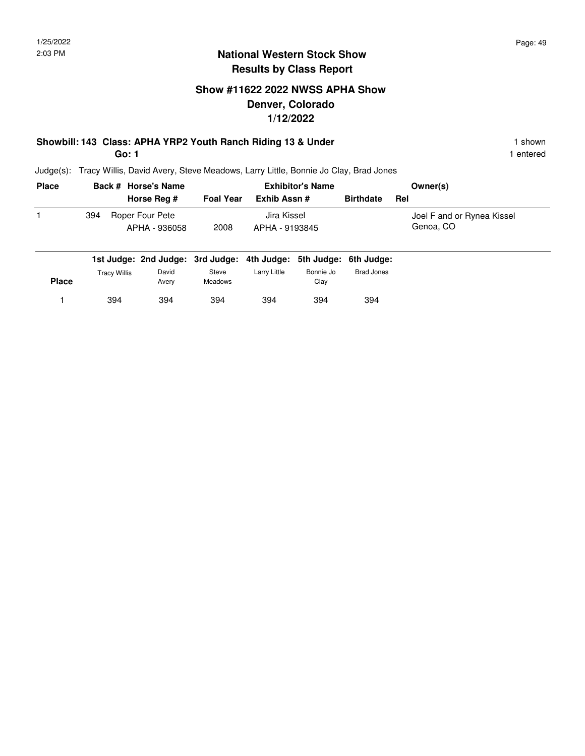# National Western Stock Show
## Results by Class Report

### Show #11622 2022 NWSS APHA Show
### Denver, Colorado
### 1/12/2022

**Showbill: 143 Class: APHA YRP2 Youth Ranch Riding 13 & Under** — 1 shown

**Go: 1** — 1 entered

Judge(s): Tracy Willis, David Avery, Steve Meadows, Larry Little, Bonnie Jo Clay, Brad Jones

| Place | Back # | Horse's Name / Horse Reg # | Foal Year | Exhibitor's Name / Exhib Assn # | Birthdate | Rel | Owner(s) |
|---|---|---|---|---|---|---|---|
| 1 | 394 | Roper Four Pete<br>APHA - 936058 | 2008 | Jira Kissel<br>APHA - 9193845 | | | Joel F and or Rynea Kissel<br>Genoa, CO |

| Place | 1st Judge: Tracy Willis | 2nd Judge: David Avery | 3rd Judge: Steve Meadows | 4th Judge: Larry Little | 5th Judge: Bonnie Jo Clay | 6th Judge: Brad Jones |
|---|---|---|---|---|---|---|
| 1 | 394 | 394 | 394 | 394 | 394 | 394 |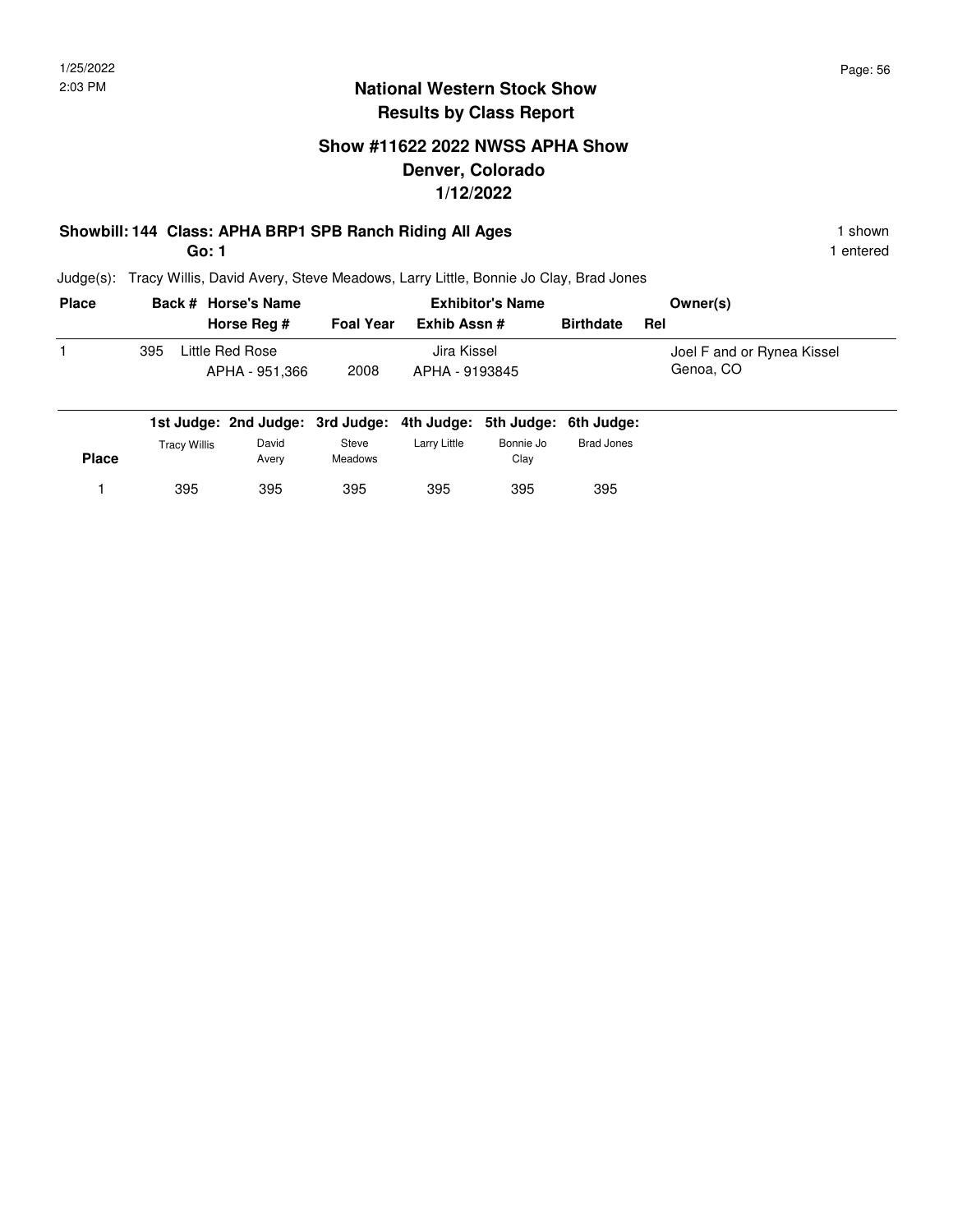# National Western Stock Show
## Results by Class Report

### Show #11622 2022 NWSS APHA Show
### Denver, Colorado
### 1/12/2022

**Showbill: 144 Class: APHA BRP1 SPB Ranch Riding All Ages** — 1 shown

**Go: 1** — 1 entered

Judge(s): Tracy Willis, David Avery, Steve Meadows, Larry Little, Bonnie Jo Clay, Brad Jones

| Place | Back # | Horse's Name / Horse Reg # | Foal Year | Exhibitor's Name / Exhib Assn # | Birthdate | Rel | Owner(s) |
|---|---|---|---|---|---|---|---|
| 1 | 395 | Little Red Rose<br>APHA - 951,366 | 2008 | Jira Kissel<br>APHA - 9193845 | | | Joel F and or Rynea Kissel<br>Genoa, CO |

| Place | 1st Judge: Tracy Willis | 2nd Judge: David Avery | 3rd Judge: Steve Meadows | 4th Judge: Larry Little | 5th Judge: Bonnie Jo Clay | 6th Judge: Brad Jones |
|---|---|---|---|---|---|---|
| 1 | 395 | 395 | 395 | 395 | 395 | 395 |